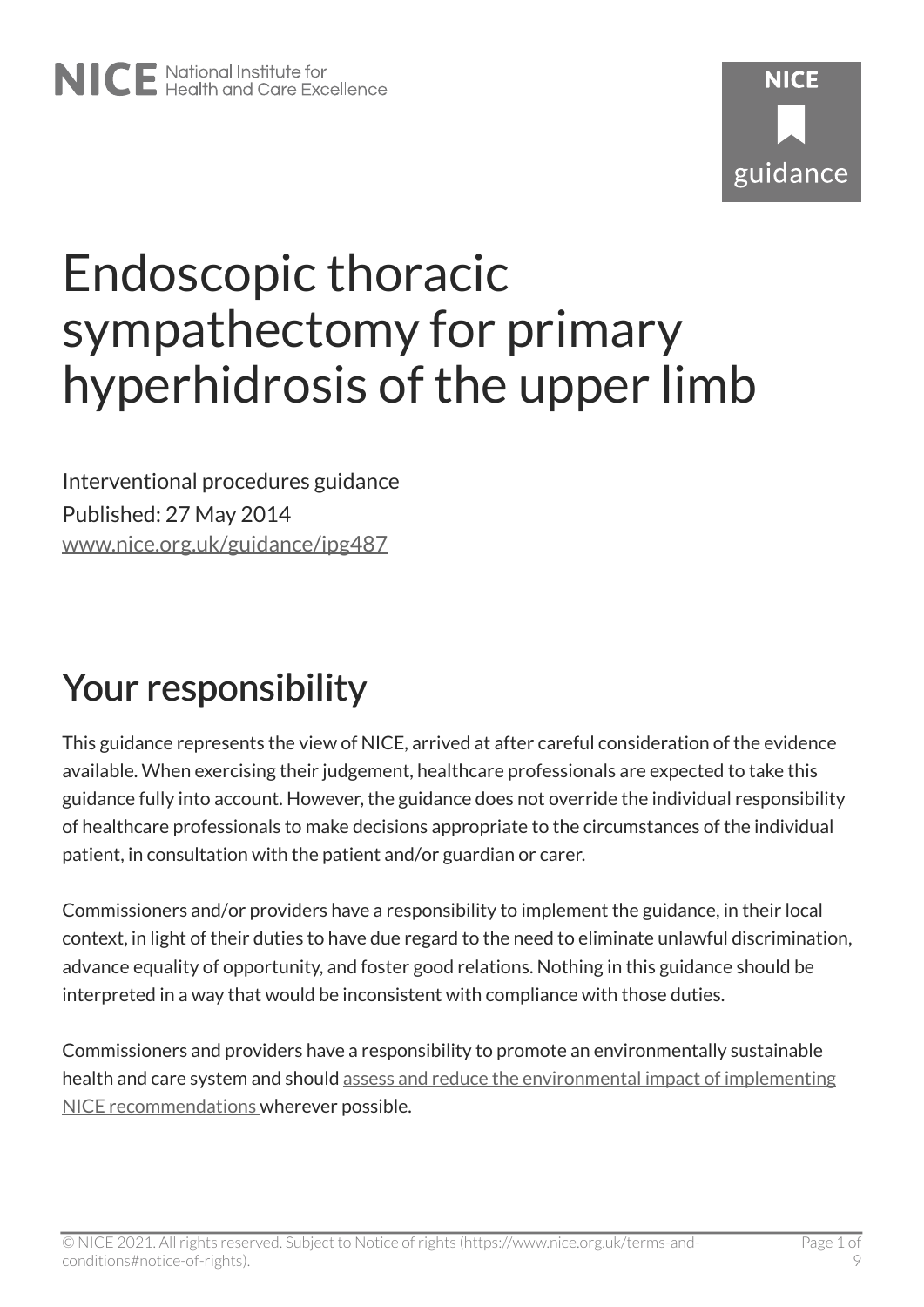# Endoscopic thoracic sympathectomy for primary hyperhidrosis of the upper limb

Interventional procedures guidance

Published: 27 May 2014

www.nice.org.uk/guidance/ipg487

## Your responsibility

This guidance represents the view of NICE, arrived at after careful consideration of the evidence available. When exercising their judgement, healthcare professionals are expected to take this guidance fully into account. However, the guidance does not override the individual responsibility of healthcare professionals to make decisions appropriate to the circumstances of the individual patient, in consultation with the patient and/or guardian or carer.

Commissioners and/or providers have a responsibility to implement the guidance, in their local context, in light of their duties to have due regard to the need to eliminate unlawful discrimination, advance equality of opportunity, and foster good relations. Nothing in this guidance should be interpreted in a way that would be inconsistent with compliance with those duties.

Commissioners and providers have a responsibility to promote an environmentally sustainable health and care system and should assess and reduce the environmental impact of implementing NICE recommendations wherever possible.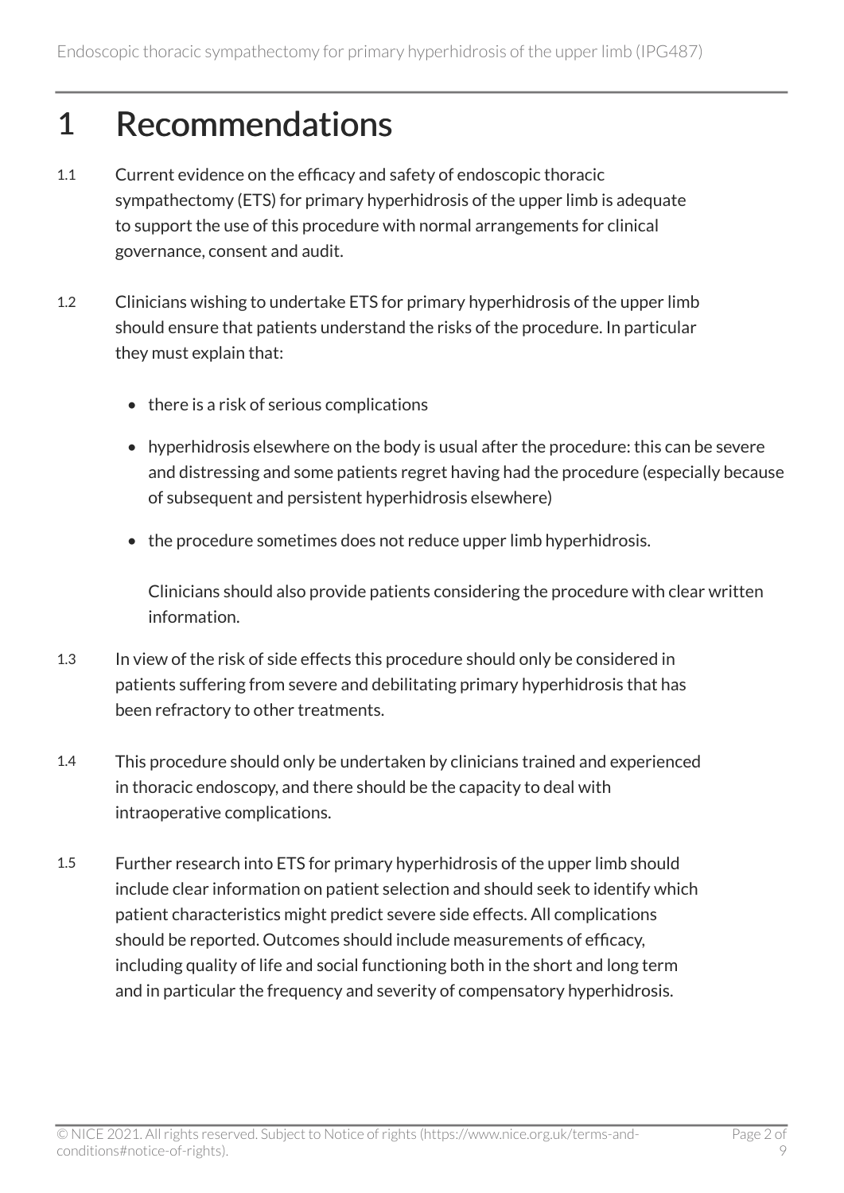# 1 Recommendations

1.1 Current evidence on the efficacy and safety of endoscopic thoracic sympathectomy (ETS) for primary hyperhidrosis of the upper limb is adequate to support the use of this procedure with normal arrangements for clinical governance, consent and audit.

1.2 Clinicians wishing to undertake ETS for primary hyperhidrosis of the upper limb should ensure that patients understand the risks of the procedure. In particular they must explain that:

- there is a risk of serious complications
- hyperhidrosis elsewhere on the body is usual after the procedure: this can be severe and distressing and some patients regret having had the procedure (especially because of subsequent and persistent hyperhidrosis elsewhere)
- the procedure sometimes does not reduce upper limb hyperhidrosis.

  Clinicians should also provide patients considering the procedure with clear written information.

1.3 In view of the risk of side effects this procedure should only be considered in patients suffering from severe and debilitating primary hyperhidrosis that has been refractory to other treatments.

1.4 This procedure should only be undertaken by clinicians trained and experienced in thoracic endoscopy, and there should be the capacity to deal with intraoperative complications.

1.5 Further research into ETS for primary hyperhidrosis of the upper limb should include clear information on patient selection and should seek to identify which patient characteristics might predict severe side effects. All complications should be reported. Outcomes should include measurements of efficacy, including quality of life and social functioning both in the short and long term and in particular the frequency and severity of compensatory hyperhidrosis.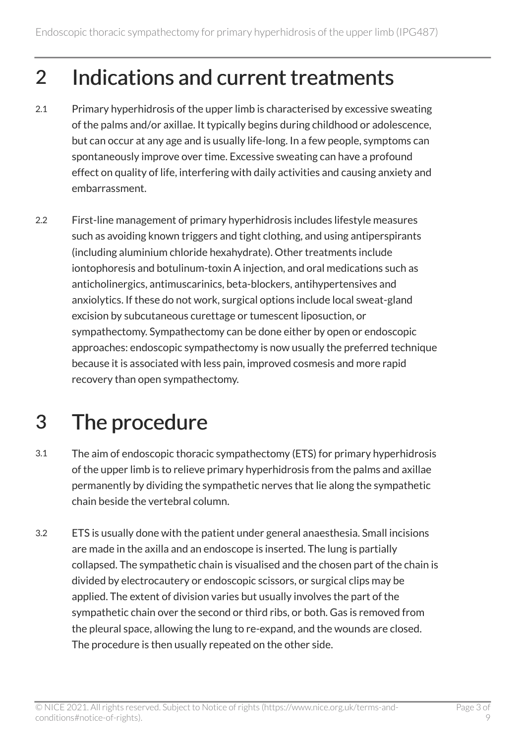# 2 Indications and current treatments

2.1 Primary hyperhidrosis of the upper limb is characterised by excessive sweating of the palms and/or axillae. It typically begins during childhood or adolescence, but can occur at any age and is usually life-long. In a few people, symptoms can spontaneously improve over time. Excessive sweating can have a profound effect on quality of life, interfering with daily activities and causing anxiety and embarrassment.

2.2 First-line management of primary hyperhidrosis includes lifestyle measures such as avoiding known triggers and tight clothing, and using antiperspirants (including aluminium chloride hexahydrate). Other treatments include iontophoresis and botulinum-toxin A injection, and oral medications such as anticholinergics, antimuscarinics, beta-blockers, antihypertensives and anxiolytics. If these do not work, surgical options include local sweat-gland excision by subcutaneous curettage or tumescent liposuction, or sympathectomy. Sympathectomy can be done either by open or endoscopic approaches: endoscopic sympathectomy is now usually the preferred technique because it is associated with less pain, improved cosmesis and more rapid recovery than open sympathectomy.

# 3 The procedure

3.1 The aim of endoscopic thoracic sympathectomy (ETS) for primary hyperhidrosis of the upper limb is to relieve primary hyperhidrosis from the palms and axillae permanently by dividing the sympathetic nerves that lie along the sympathetic chain beside the vertebral column.

3.2 ETS is usually done with the patient under general anaesthesia. Small incisions are made in the axilla and an endoscope is inserted. The lung is partially collapsed. The sympathetic chain is visualised and the chosen part of the chain is divided by electrocautery or endoscopic scissors, or surgical clips may be applied. The extent of division varies but usually involves the part of the sympathetic chain over the second or third ribs, or both. Gas is removed from the pleural space, allowing the lung to re-expand, and the wounds are closed. The procedure is then usually repeated on the other side.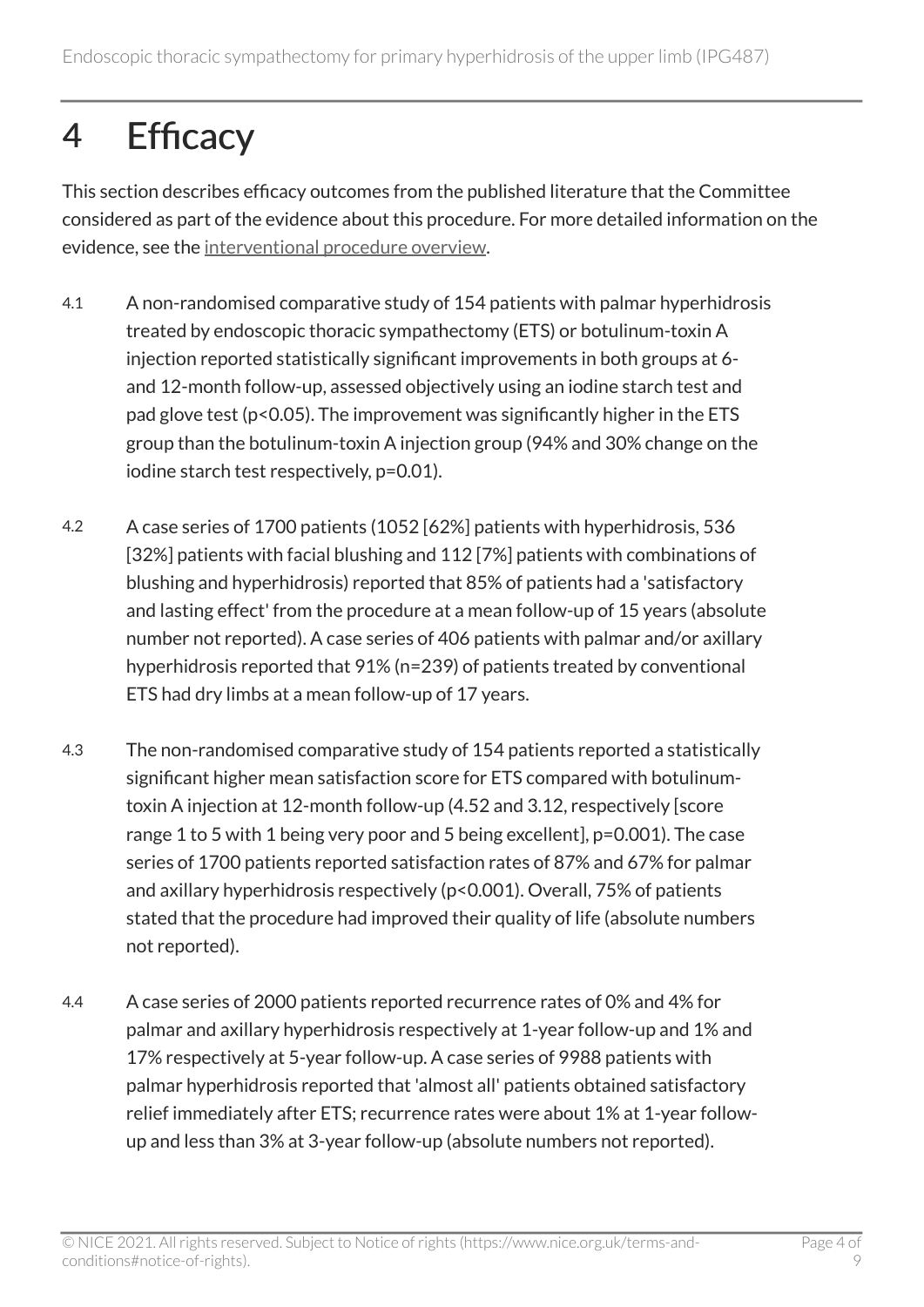# 4 Efficacy

This section describes efficacy outcomes from the published literature that the Committee considered as part of the evidence about this procedure. For more detailed information on the evidence, see the interventional procedure overview.

4.1 A non-randomised comparative study of 154 patients with palmar hyperhidrosis treated by endoscopic thoracic sympathectomy (ETS) or botulinum-toxin A injection reported statistically significant improvements in both groups at 6- and 12-month follow-up, assessed objectively using an iodine starch test and pad glove test ($p<0.05$). The improvement was significantly higher in the ETS group than the botulinum-toxin A injection group (94% and 30% change on the iodine starch test respectively, $p=0.01$).

4.2 A case series of 1700 patients (1052 [62%] patients with hyperhidrosis, 536 [32%] patients with facial blushing and 112 [7%] patients with combinations of blushing and hyperhidrosis) reported that 85% of patients had a 'satisfactory and lasting effect' from the procedure at a mean follow-up of 15 years (absolute number not reported). A case series of 406 patients with palmar and/or axillary hyperhidrosis reported that 91% (n=239) of patients treated by conventional ETS had dry limbs at a mean follow-up of 17 years.

4.3 The non-randomised comparative study of 154 patients reported a statistically significant higher mean satisfaction score for ETS compared with botulinum-toxin A injection at 12-month follow-up (4.52 and 3.12, respectively [score range 1 to 5 with 1 being very poor and 5 being excellent], $p=0.001$). The case series of 1700 patients reported satisfaction rates of 87% and 67% for palmar and axillary hyperhidrosis respectively ($p<0.001$). Overall, 75% of patients stated that the procedure had improved their quality of life (absolute numbers not reported).

4.4 A case series of 2000 patients reported recurrence rates of 0% and 4% for palmar and axillary hyperhidrosis respectively at 1-year follow-up and 1% and 17% respectively at 5-year follow-up. A case series of 9988 patients with palmar hyperhidrosis reported that 'almost all' patients obtained satisfactory relief immediately after ETS; recurrence rates were about 1% at 1-year follow-up and less than 3% at 3-year follow-up (absolute numbers not reported).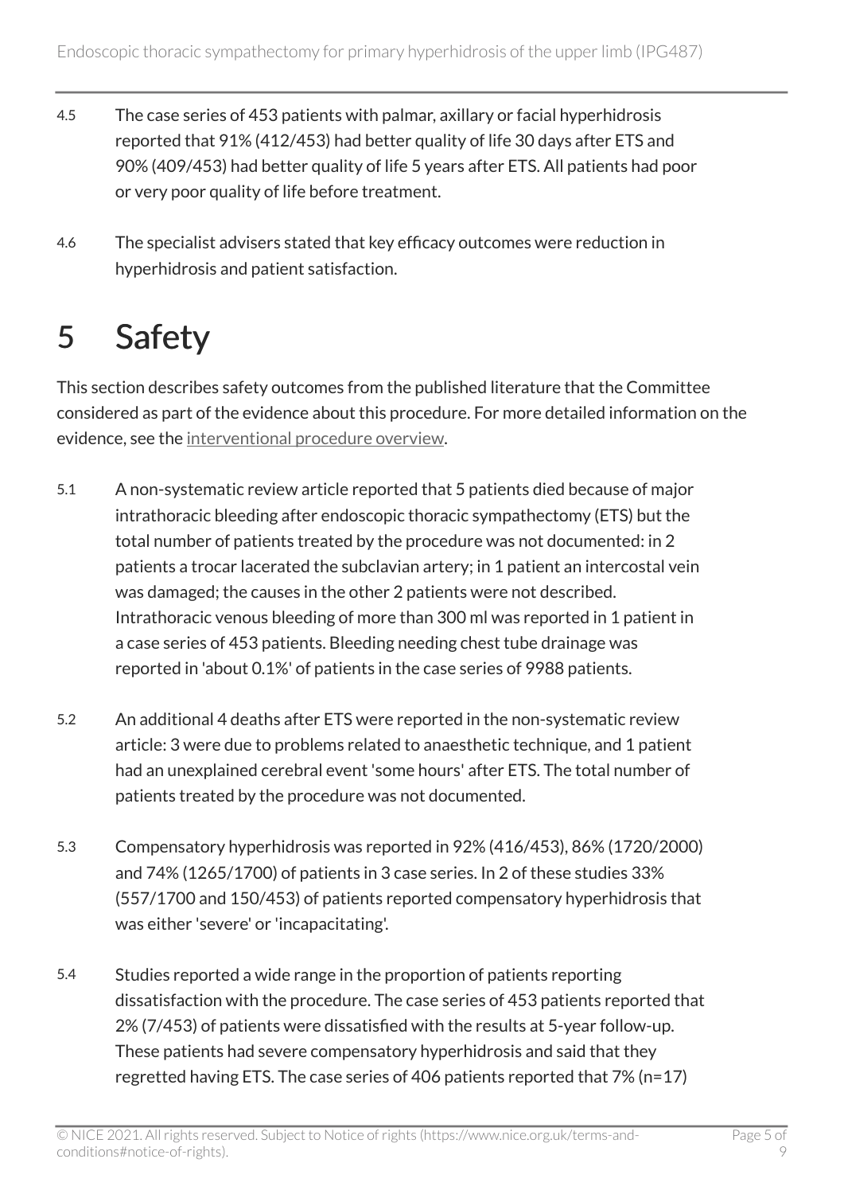4.5 The case series of 453 patients with palmar, axillary or facial hyperhidrosis reported that 91% (412/453) had better quality of life 30 days after ETS and 90% (409/453) had better quality of life 5 years after ETS. All patients had poor or very poor quality of life before treatment.

4.6 The specialist advisers stated that key efficacy outcomes were reduction in hyperhidrosis and patient satisfaction.

# 5 Safety

This section describes safety outcomes from the published literature that the Committee considered as part of the evidence about this procedure. For more detailed information on the evidence, see the interventional procedure overview.

5.1 A non-systematic review article reported that 5 patients died because of major intrathoracic bleeding after endoscopic thoracic sympathectomy (ETS) but the total number of patients treated by the procedure was not documented: in 2 patients a trocar lacerated the subclavian artery; in 1 patient an intercostal vein was damaged; the causes in the other 2 patients were not described. Intrathoracic venous bleeding of more than 300 ml was reported in 1 patient in a case series of 453 patients. Bleeding needing chest tube drainage was reported in 'about 0.1%' of patients in the case series of 9988 patients.

5.2 An additional 4 deaths after ETS were reported in the non-systematic review article: 3 were due to problems related to anaesthetic technique, and 1 patient had an unexplained cerebral event 'some hours' after ETS. The total number of patients treated by the procedure was not documented.

5.3 Compensatory hyperhidrosis was reported in 92% (416/453), 86% (1720/2000) and 74% (1265/1700) of patients in 3 case series. In 2 of these studies 33% (557/1700 and 150/453) of patients reported compensatory hyperhidrosis that was either 'severe' or 'incapacitating'.

5.4 Studies reported a wide range in the proportion of patients reporting dissatisfaction with the procedure. The case series of 453 patients reported that 2% (7/453) of patients were dissatisfied with the results at 5-year follow-up. These patients had severe compensatory hyperhidrosis and said that they regretted having ETS. The case series of 406 patients reported that 7% (n=17)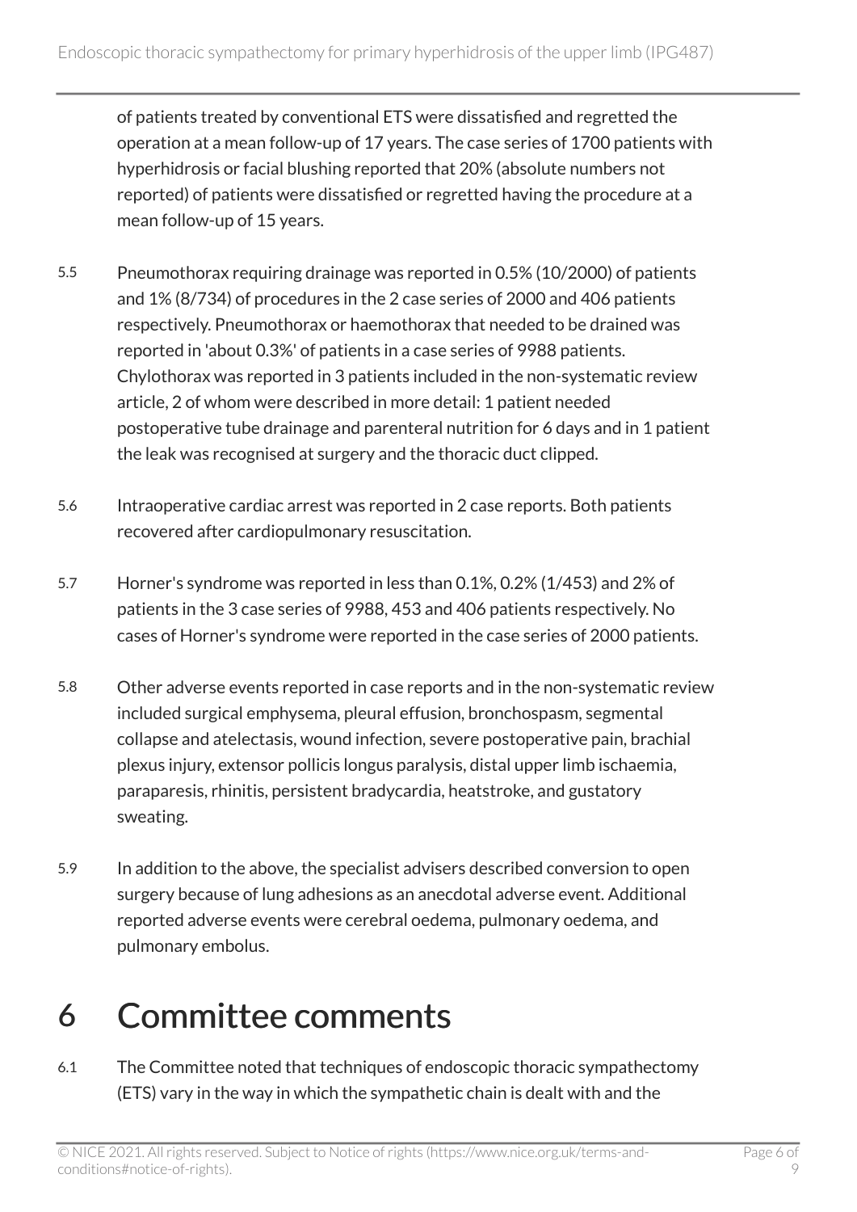of patients treated by conventional ETS were dissatisfied and regretted the operation at a mean follow-up of 17 years. The case series of 1700 patients with hyperhidrosis or facial blushing reported that 20% (absolute numbers not reported) of patients were dissatisfied or regretted having the procedure at a mean follow-up of 15 years.

5.5 Pneumothorax requiring drainage was reported in 0.5% (10/2000) of patients and 1% (8/734) of procedures in the 2 case series of 2000 and 406 patients respectively. Pneumothorax or haemothorax that needed to be drained was reported in 'about 0.3%' of patients in a case series of 9988 patients. Chylothorax was reported in 3 patients included in the non-systematic review article, 2 of whom were described in more detail: 1 patient needed postoperative tube drainage and parenteral nutrition for 6 days and in 1 patient the leak was recognised at surgery and the thoracic duct clipped.

5.6 Intraoperative cardiac arrest was reported in 2 case reports. Both patients recovered after cardiopulmonary resuscitation.

5.7 Horner's syndrome was reported in less than 0.1%, 0.2% (1/453) and 2% of patients in the 3 case series of 9988, 453 and 406 patients respectively. No cases of Horner's syndrome were reported in the case series of 2000 patients.

5.8 Other adverse events reported in case reports and in the non-systematic review included surgical emphysema, pleural effusion, bronchospasm, segmental collapse and atelectasis, wound infection, severe postoperative pain, brachial plexus injury, extensor pollicis longus paralysis, distal upper limb ischaemia, paraparesis, rhinitis, persistent bradycardia, heatstroke, and gustatory sweating.

5.9 In addition to the above, the specialist advisers described conversion to open surgery because of lung adhesions as an anecdotal adverse event. Additional reported adverse events were cerebral oedema, pulmonary oedema, and pulmonary embolus.

# 6 Committee comments

6.1 The Committee noted that techniques of endoscopic thoracic sympathectomy (ETS) vary in the way in which the sympathetic chain is dealt with and the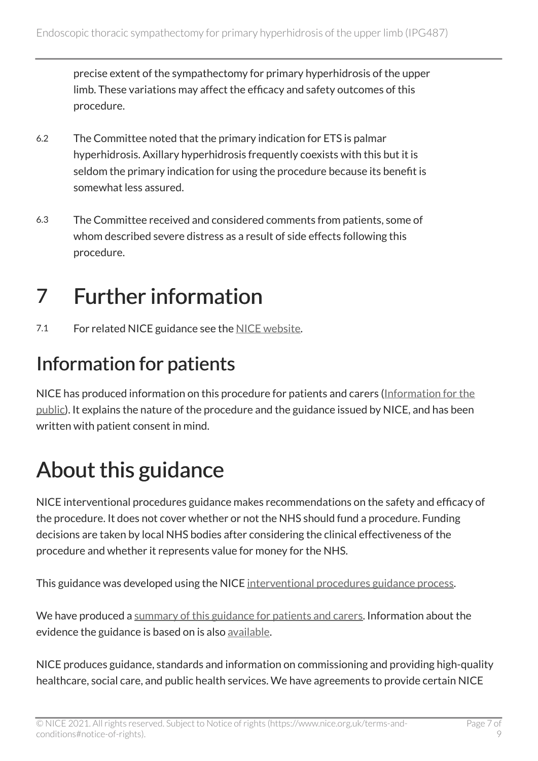precise extent of the sympathectomy for primary hyperhidrosis of the upper limb. These variations may affect the efficacy and safety outcomes of this procedure.

6.2 The Committee noted that the primary indication for ETS is palmar hyperhidrosis. Axillary hyperhidrosis frequently coexists with this but it is seldom the primary indication for using the procedure because its benefit is somewhat less assured.

6.3 The Committee received and considered comments from patients, some of whom described severe distress as a result of side effects following this procedure.

# 7 Further information

7.1 For related NICE guidance see the NICE website.

## Information for patients

NICE has produced information on this procedure for patients and carers (Information for the public). It explains the nature of the procedure and the guidance issued by NICE, and has been written with patient consent in mind.

# About this guidance

NICE interventional procedures guidance makes recommendations on the safety and efficacy of the procedure. It does not cover whether or not the NHS should fund a procedure. Funding decisions are taken by local NHS bodies after considering the clinical effectiveness of the procedure and whether it represents value for money for the NHS.

This guidance was developed using the NICE interventional procedures guidance process.

We have produced a summary of this guidance for patients and carers. Information about the evidence the guidance is based on is also available.

NICE produces guidance, standards and information on commissioning and providing high-quality healthcare, social care, and public health services. We have agreements to provide certain NICE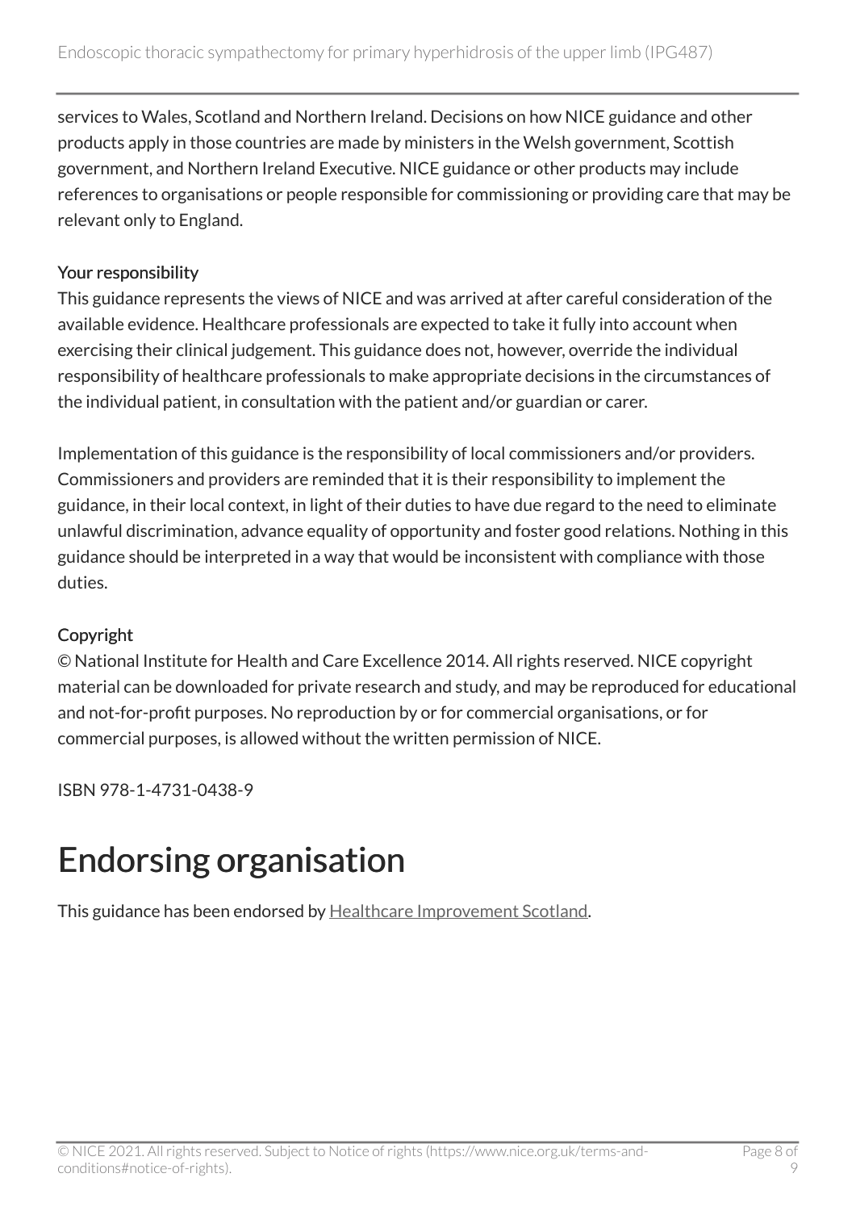services to Wales, Scotland and Northern Ireland. Decisions on how NICE guidance and other products apply in those countries are made by ministers in the Welsh government, Scottish government, and Northern Ireland Executive. NICE guidance or other products may include references to organisations or people responsible for commissioning or providing care that may be relevant only to England.

### Your responsibility

This guidance represents the views of NICE and was arrived at after careful consideration of the available evidence. Healthcare professionals are expected to take it fully into account when exercising their clinical judgement. This guidance does not, however, override the individual responsibility of healthcare professionals to make appropriate decisions in the circumstances of the individual patient, in consultation with the patient and/or guardian or carer.

Implementation of this guidance is the responsibility of local commissioners and/or providers. Commissioners and providers are reminded that it is their responsibility to implement the guidance, in their local context, in light of their duties to have due regard to the need to eliminate unlawful discrimination, advance equality of opportunity and foster good relations. Nothing in this guidance should be interpreted in a way that would be inconsistent with compliance with those duties.

### Copyright

© National Institute for Health and Care Excellence 2014. All rights reserved. NICE copyright material can be downloaded for private research and study, and may be reproduced for educational and not-for-profit purposes. No reproduction by or for commercial organisations, or for commercial purposes, is allowed without the written permission of NICE.

ISBN 978-1-4731-0438-9

# Endorsing organisation

This guidance has been endorsed by Healthcare Improvement Scotland.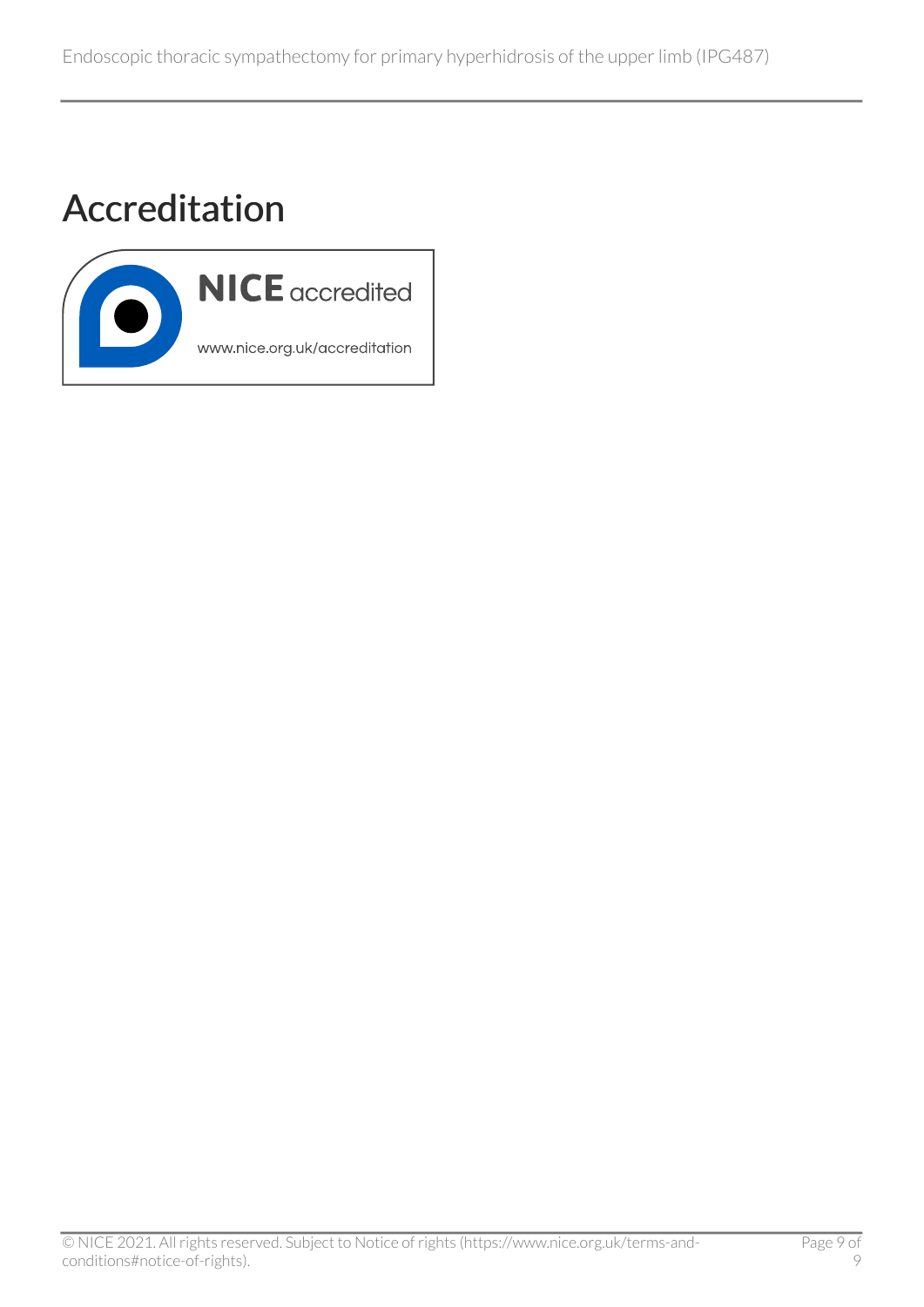# Accreditation

NICE accredited

www.nice.org.uk/accreditation